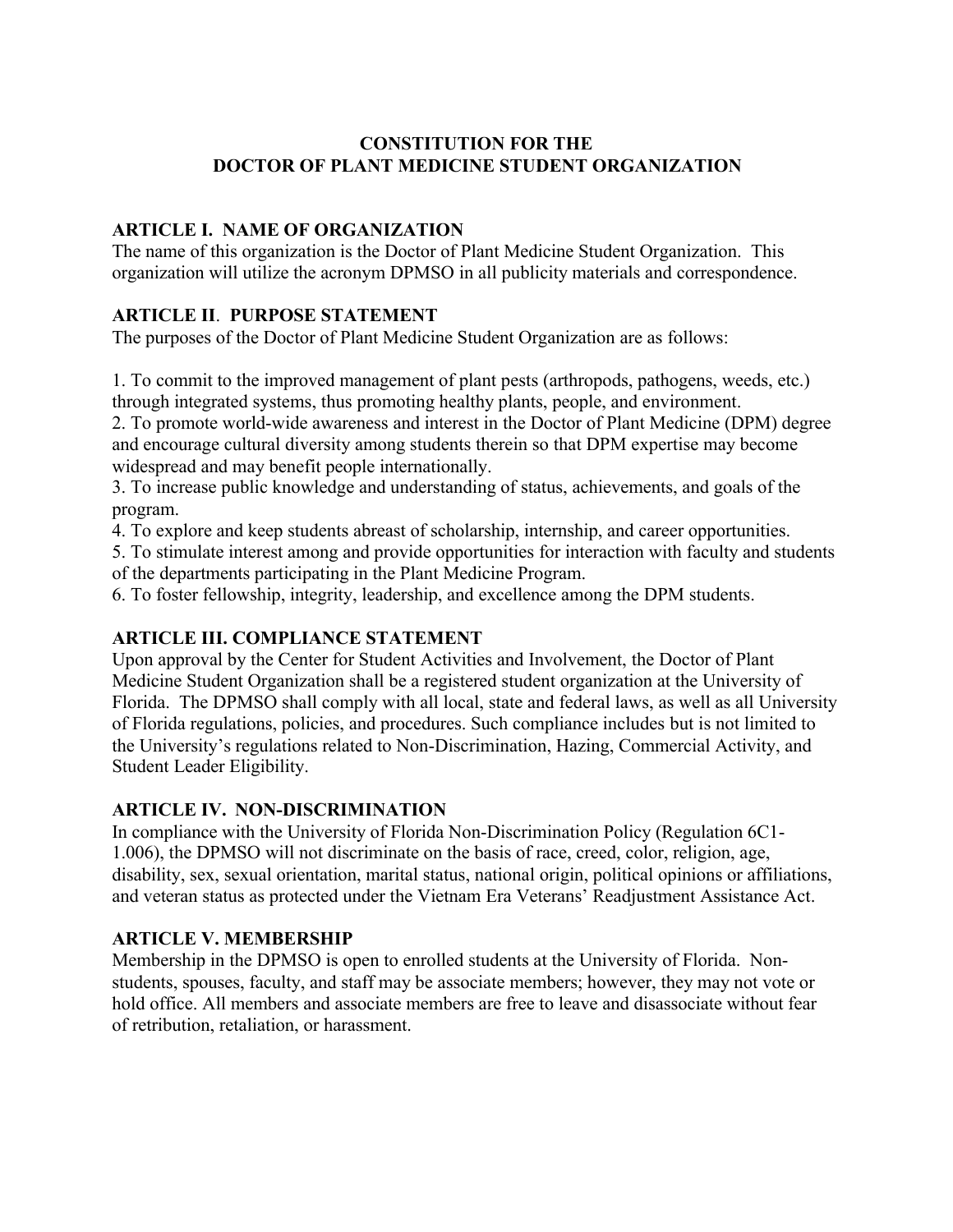# CONSTITUTION FOR THE DOCTOR OF PLANT MEDICINE STUDENT ORGANIZATION

## ARTICLE I. NAME OF ORGANIZATION

The name of this organization is the Doctor of Plant Medicine Student Organization. This organization will utilize the acronym DPMSO in all publicity materials and correspondence.

## ARTICLE II. PURPOSE STATEMENT

The purposes of the Doctor of Plant Medicine Student Organization are as follows:

1. To commit to the improved management of plant pests (arthropods, pathogens, weeds, etc.) through integrated systems, thus promoting healthy plants, people, and environment.
2. To promote world-wide awareness and interest in the Doctor of Plant Medicine (DPM) degree and encourage cultural diversity among students therein so that DPM expertise may become widespread and may benefit people internationally.
3. To increase public knowledge and understanding of status, achievements, and goals of the program.
4. To explore and keep students abreast of scholarship, internship, and career opportunities.
5. To stimulate interest among and provide opportunities for interaction with faculty and students of the departments participating in the Plant Medicine Program.
6. To foster fellowship, integrity, leadership, and excellence among the DPM students.

## ARTICLE III. COMPLIANCE STATEMENT

Upon approval by the Center for Student Activities and Involvement, the Doctor of Plant Medicine Student Organization shall be a registered student organization at the University of Florida. The DPMSO shall comply with all local, state and federal laws, as well as all University of Florida regulations, policies, and procedures. Such compliance includes but is not limited to the University's regulations related to Non-Discrimination, Hazing, Commercial Activity, and Student Leader Eligibility.

## ARTICLE IV. NON-DISCRIMINATION

In compliance with the University of Florida Non-Discrimination Policy (Regulation 6C1-1.006), the DPMSO will not discriminate on the basis of race, creed, color, religion, age, disability, sex, sexual orientation, marital status, national origin, political opinions or affiliations, and veteran status as protected under the Vietnam Era Veterans' Readjustment Assistance Act.

## ARTICLE V. MEMBERSHIP

Membership in the DPMSO is open to enrolled students at the University of Florida. Non-students, spouses, faculty, and staff may be associate members; however, they may not vote or hold office. All members and associate members are free to leave and disassociate without fear of retribution, retaliation, or harassment.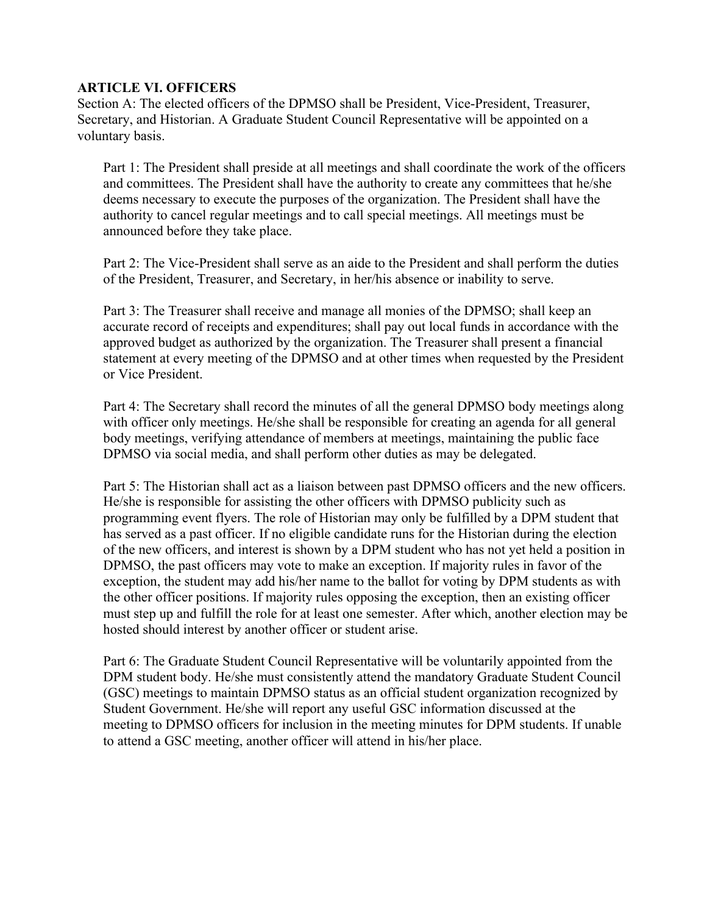**ARTICLE VI. OFFICERS**

Section A: The elected officers of the DPMSO shall be President, Vice-President, Treasurer, Secretary, and Historian. A Graduate Student Council Representative will be appointed on a voluntary basis.

Part 1: The President shall preside at all meetings and shall coordinate the work of the officers and committees. The President shall have the authority to create any committees that he/she deems necessary to execute the purposes of the organization. The President shall have the authority to cancel regular meetings and to call special meetings. All meetings must be announced before they take place.

Part 2: The Vice-President shall serve as an aide to the President and shall perform the duties of the President, Treasurer, and Secretary, in her/his absence or inability to serve.

Part 3: The Treasurer shall receive and manage all monies of the DPMSO; shall keep an accurate record of receipts and expenditures; shall pay out local funds in accordance with the approved budget as authorized by the organization. The Treasurer shall present a financial statement at every meeting of the DPMSO and at other times when requested by the President or Vice President.

Part 4: The Secretary shall record the minutes of all the general DPMSO body meetings along with officer only meetings. He/she shall be responsible for creating an agenda for all general body meetings, verifying attendance of members at meetings, maintaining the public face DPMSO via social media, and shall perform other duties as may be delegated.

Part 5: The Historian shall act as a liaison between past DPMSO officers and the new officers. He/she is responsible for assisting the other officers with DPMSO publicity such as programming event flyers. The role of Historian may only be fulfilled by a DPM student that has served as a past officer. If no eligible candidate runs for the Historian during the election of the new officers, and interest is shown by a DPM student who has not yet held a position in DPMSO, the past officers may vote to make an exception. If majority rules in favor of the exception, the student may add his/her name to the ballot for voting by DPM students as with the other officer positions. If majority rules opposing the exception, then an existing officer must step up and fulfill the role for at least one semester. After which, another election may be hosted should interest by another officer or student arise.

Part 6: The Graduate Student Council Representative will be voluntarily appointed from the DPM student body. He/she must consistently attend the mandatory Graduate Student Council (GSC) meetings to maintain DPMSO status as an official student organization recognized by Student Government. He/she will report any useful GSC information discussed at the meeting to DPMSO officers for inclusion in the meeting minutes for DPM students. If unable to attend a GSC meeting, another officer will attend in his/her place.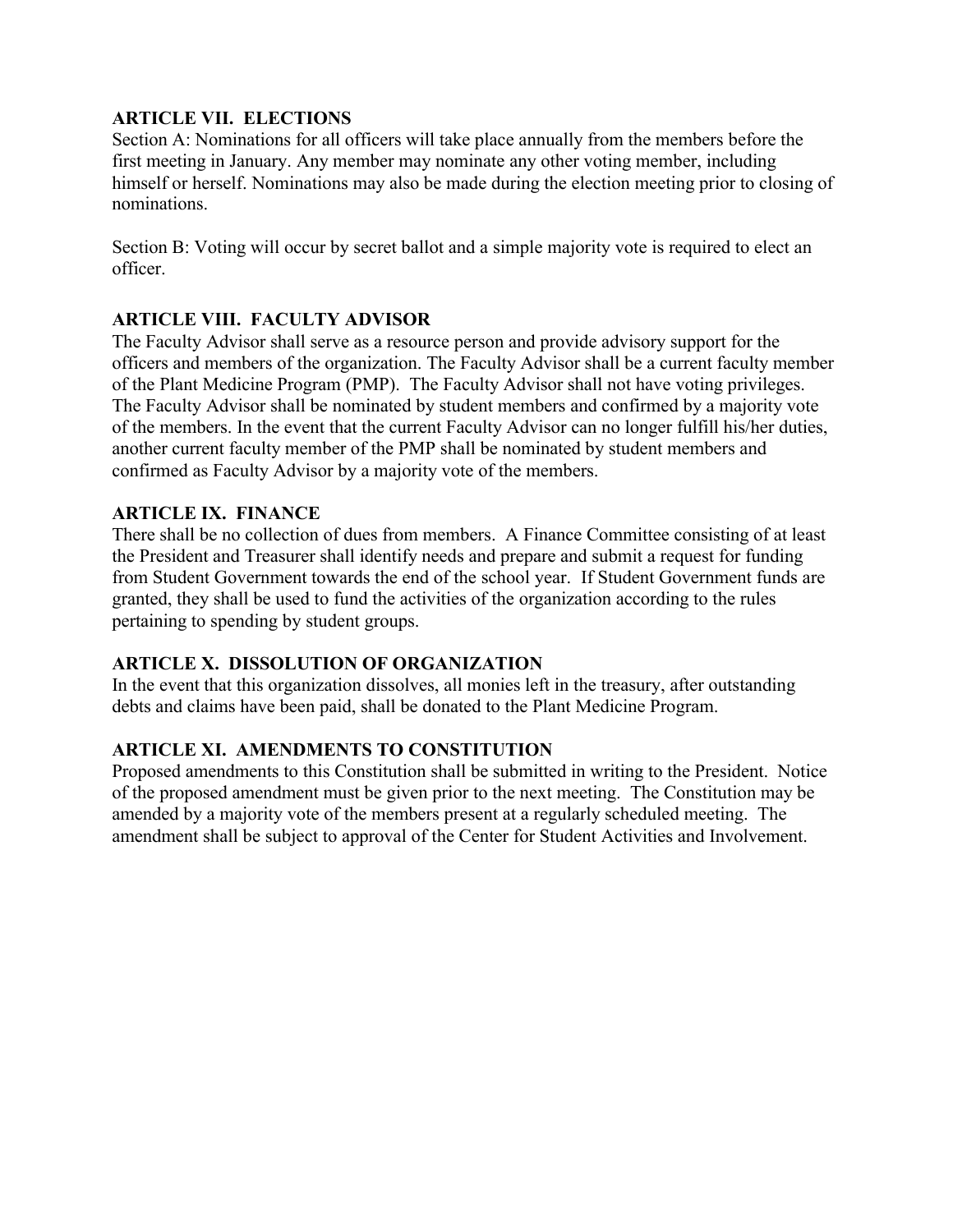**ARTICLE VII. ELECTIONS**

Section A: Nominations for all officers will take place annually from the members before the first meeting in January. Any member may nominate any other voting member, including himself or herself. Nominations may also be made during the election meeting prior to closing of nominations.

Section B: Voting will occur by secret ballot and a simple majority vote is required to elect an officer.

**ARTICLE VIII. FACULTY ADVISOR**

The Faculty Advisor shall serve as a resource person and provide advisory support for the officers and members of the organization. The Faculty Advisor shall be a current faculty member of the Plant Medicine Program (PMP). The Faculty Advisor shall not have voting privileges. The Faculty Advisor shall be nominated by student members and confirmed by a majority vote of the members. In the event that the current Faculty Advisor can no longer fulfill his/her duties, another current faculty member of the PMP shall be nominated by student members and confirmed as Faculty Advisor by a majority vote of the members.

**ARTICLE IX. FINANCE**

There shall be no collection of dues from members. A Finance Committee consisting of at least the President and Treasurer shall identify needs and prepare and submit a request for funding from Student Government towards the end of the school year. If Student Government funds are granted, they shall be used to fund the activities of the organization according to the rules pertaining to spending by student groups.

**ARTICLE X. DISSOLUTION OF ORGANIZATION**

In the event that this organization dissolves, all monies left in the treasury, after outstanding debts and claims have been paid, shall be donated to the Plant Medicine Program.

**ARTICLE XI. AMENDMENTS TO CONSTITUTION**

Proposed amendments to this Constitution shall be submitted in writing to the President. Notice of the proposed amendment must be given prior to the next meeting. The Constitution may be amended by a majority vote of the members present at a regularly scheduled meeting. The amendment shall be subject to approval of the Center for Student Activities and Involvement.